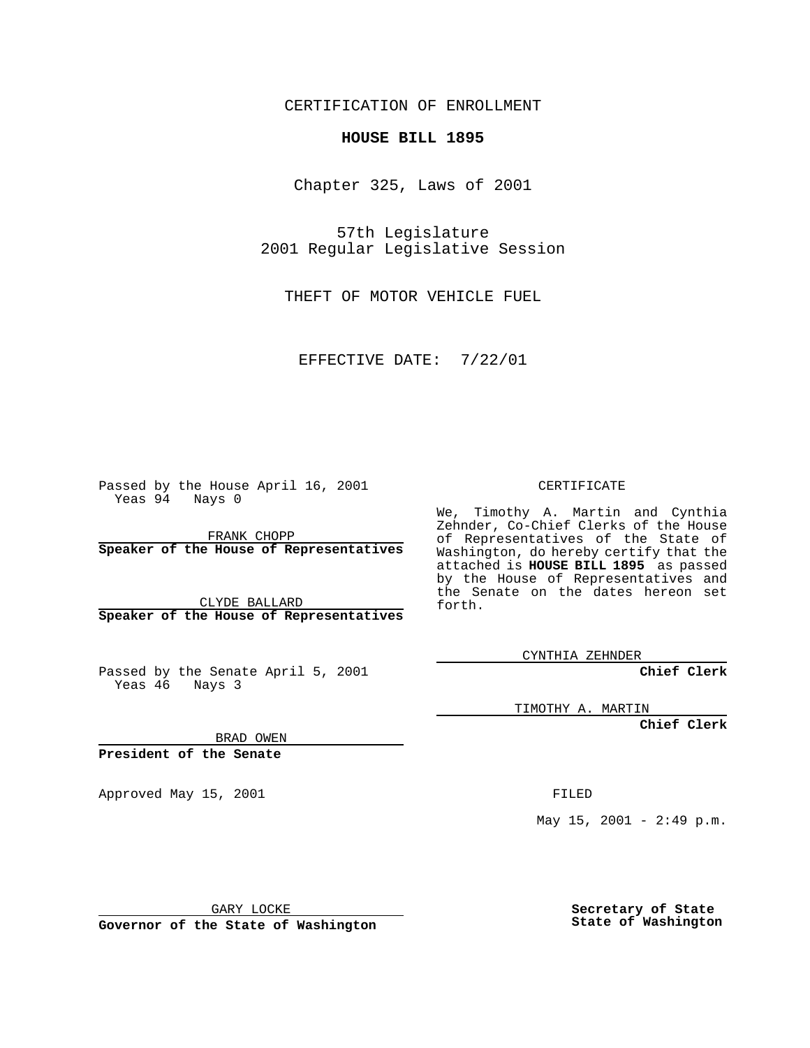CERTIFICATION OF ENROLLMENT

**HOUSE BILL 1895**

Chapter 325, Laws of 2001

57th Legislature
2001 Regular Legislative Session

THEFT OF MOTOR VEHICLE FUEL

EFFECTIVE DATE: 7/22/01

Passed by the House April 16, 2001
Yeas 94 Nays 0

FRANK CHOPP
**Speaker of the House of Representatives**

CLYDE BALLARD
**Speaker of the House of Representatives**

Passed by the Senate April 5, 2001
Yeas 46 Nays 3

BRAD OWEN
**President of the Senate**

Approved May 15, 2001

GARY LOCKE
**Governor of the State of Washington**

CERTIFICATE

We, Timothy A. Martin and Cynthia Zehnder, Co-Chief Clerks of the House of Representatives of the State of Washington, do hereby certify that the attached is **HOUSE BILL 1895** as passed by the House of Representatives and the Senate on the dates hereon set forth.

CYNTHIA ZEHNDER
**Chief Clerk**

TIMOTHY A. MARTIN
**Chief Clerk**

FILED

May 15, 2001 - 2:49 p.m.

**Secretary of State**
**State of Washington**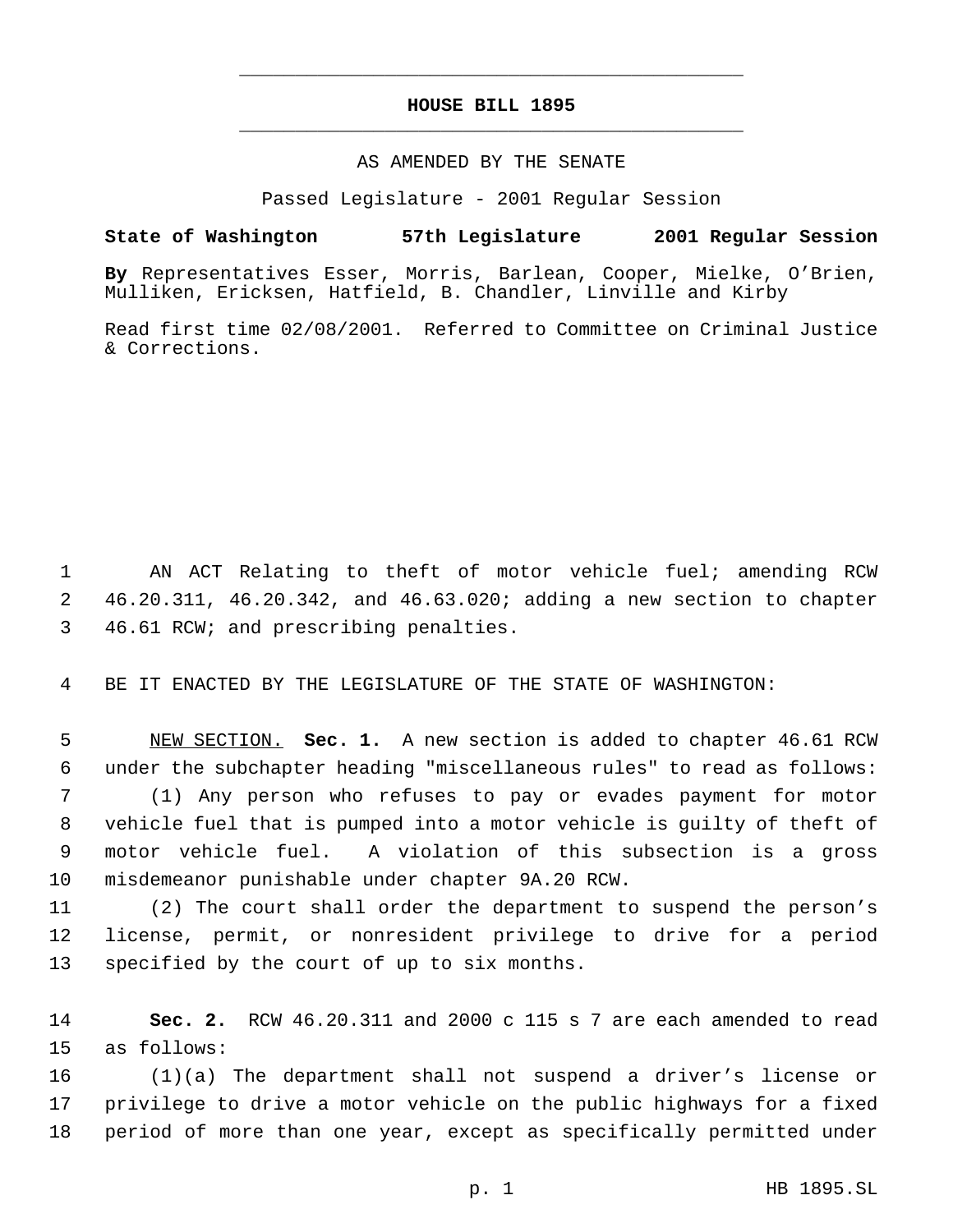# HOUSE BILL 1895

AS AMENDED BY THE SENATE

Passed Legislature - 2001 Regular Session

**State of Washington 57th Legislature 2001 Regular Session**

**By** Representatives Esser, Morris, Barlean, Cooper, Mielke, O'Brien, Mulliken, Ericksen, Hatfield, B. Chandler, Linville and Kirby

Read first time 02/08/2001. Referred to Committee on Criminal Justice & Corrections.

AN ACT Relating to theft of motor vehicle fuel; amending RCW 46.20.311, 46.20.342, and 46.63.020; adding a new section to chapter 46.61 RCW; and prescribing penalties.

BE IT ENACTED BY THE LEGISLATURE OF THE STATE OF WASHINGTON:

NEW SECTION. **Sec. 1.** A new section is added to chapter 46.61 RCW under the subchapter heading "miscellaneous rules" to read as follows:

(1) Any person who refuses to pay or evades payment for motor vehicle fuel that is pumped into a motor vehicle is guilty of theft of motor vehicle fuel. A violation of this subsection is a gross misdemeanor punishable under chapter 9A.20 RCW.

(2) The court shall order the department to suspend the person's license, permit, or nonresident privilege to drive for a period specified by the court of up to six months.

**Sec. 2.** RCW 46.20.311 and 2000 c 115 s 7 are each amended to read as follows:

(1)(a) The department shall not suspend a driver's license or privilege to drive a motor vehicle on the public highways for a fixed period of more than one year, except as specifically permitted under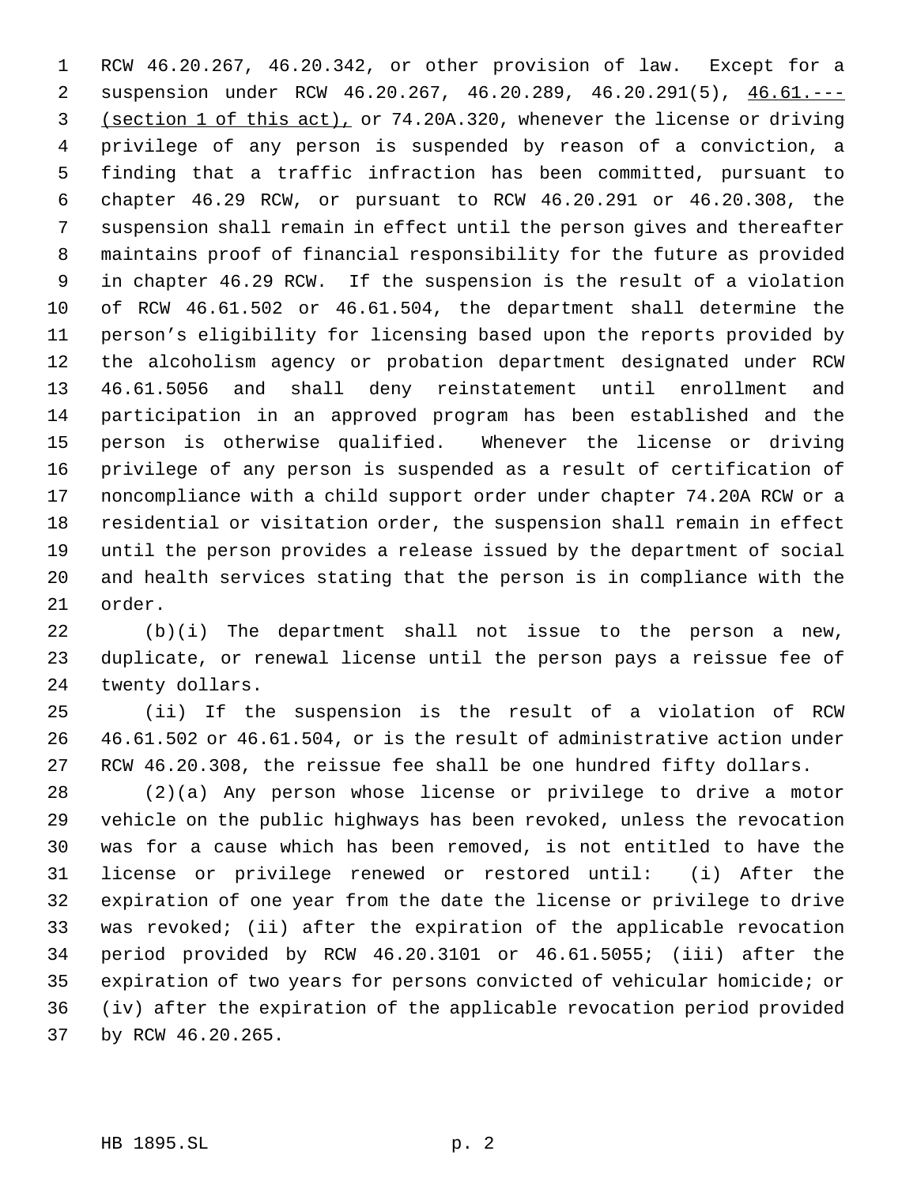RCW 46.20.267, 46.20.342, or other provision of law. Except for a suspension under RCW 46.20.267, 46.20.289, 46.20.291(5), 46.61.--- (section 1 of this act), or 74.20A.320, whenever the license or driving privilege of any person is suspended by reason of a conviction, a finding that a traffic infraction has been committed, pursuant to chapter 46.29 RCW, or pursuant to RCW 46.20.291 or 46.20.308, the suspension shall remain in effect until the person gives and thereafter maintains proof of financial responsibility for the future as provided in chapter 46.29 RCW. If the suspension is the result of a violation of RCW 46.61.502 or 46.61.504, the department shall determine the person's eligibility for licensing based upon the reports provided by the alcoholism agency or probation department designated under RCW 46.61.5056 and shall deny reinstatement until enrollment and participation in an approved program has been established and the person is otherwise qualified. Whenever the license or driving privilege of any person is suspended as a result of certification of noncompliance with a child support order under chapter 74.20A RCW or a residential or visitation order, the suspension shall remain in effect until the person provides a release issued by the department of social and health services stating that the person is in compliance with the order.

(b)(i) The department shall not issue to the person a new, duplicate, or renewal license until the person pays a reissue fee of twenty dollars.

(ii) If the suspension is the result of a violation of RCW 46.61.502 or 46.61.504, or is the result of administrative action under RCW 46.20.308, the reissue fee shall be one hundred fifty dollars.

(2)(a) Any person whose license or privilege to drive a motor vehicle on the public highways has been revoked, unless the revocation was for a cause which has been removed, is not entitled to have the license or privilege renewed or restored until: (i) After the expiration of one year from the date the license or privilege to drive was revoked; (ii) after the expiration of the applicable revocation period provided by RCW 46.20.3101 or 46.61.5055; (iii) after the expiration of two years for persons convicted of vehicular homicide; or (iv) after the expiration of the applicable revocation period provided by RCW 46.20.265.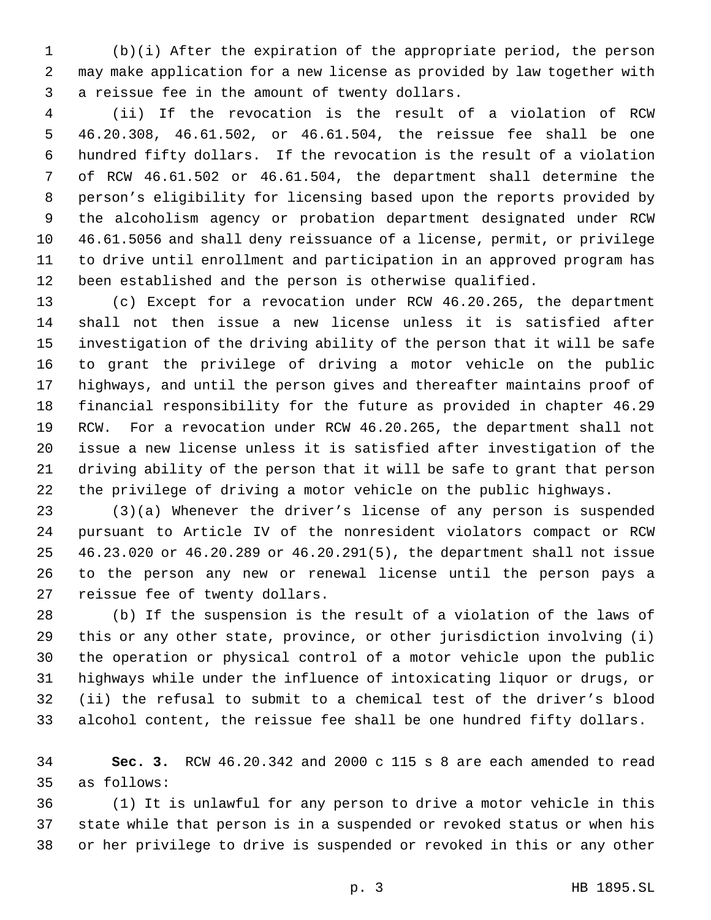(b)(i) After the expiration of the appropriate period, the person may make application for a new license as provided by law together with a reissue fee in the amount of twenty dollars.

(ii) If the revocation is the result of a violation of RCW 46.20.308, 46.61.502, or 46.61.504, the reissue fee shall be one hundred fifty dollars. If the revocation is the result of a violation of RCW 46.61.502 or 46.61.504, the department shall determine the person's eligibility for licensing based upon the reports provided by the alcoholism agency or probation department designated under RCW 46.61.5056 and shall deny reissuance of a license, permit, or privilege to drive until enrollment and participation in an approved program has been established and the person is otherwise qualified.

(c) Except for a revocation under RCW 46.20.265, the department shall not then issue a new license unless it is satisfied after investigation of the driving ability of the person that it will be safe to grant the privilege of driving a motor vehicle on the public highways, and until the person gives and thereafter maintains proof of financial responsibility for the future as provided in chapter 46.29 RCW. For a revocation under RCW 46.20.265, the department shall not issue a new license unless it is satisfied after investigation of the driving ability of the person that it will be safe to grant that person the privilege of driving a motor vehicle on the public highways.

(3)(a) Whenever the driver's license of any person is suspended pursuant to Article IV of the nonresident violators compact or RCW 46.23.020 or 46.20.289 or 46.20.291(5), the department shall not issue to the person any new or renewal license until the person pays a reissue fee of twenty dollars.

(b) If the suspension is the result of a violation of the laws of this or any other state, province, or other jurisdiction involving (i) the operation or physical control of a motor vehicle upon the public highways while under the influence of intoxicating liquor or drugs, or (ii) the refusal to submit to a chemical test of the driver's blood alcohol content, the reissue fee shall be one hundred fifty dollars.

**Sec. 3.** RCW 46.20.342 and 2000 c 115 s 8 are each amended to read as follows:

(1) It is unlawful for any person to drive a motor vehicle in this state while that person is in a suspended or revoked status or when his or her privilege to drive is suspended or revoked in this or any other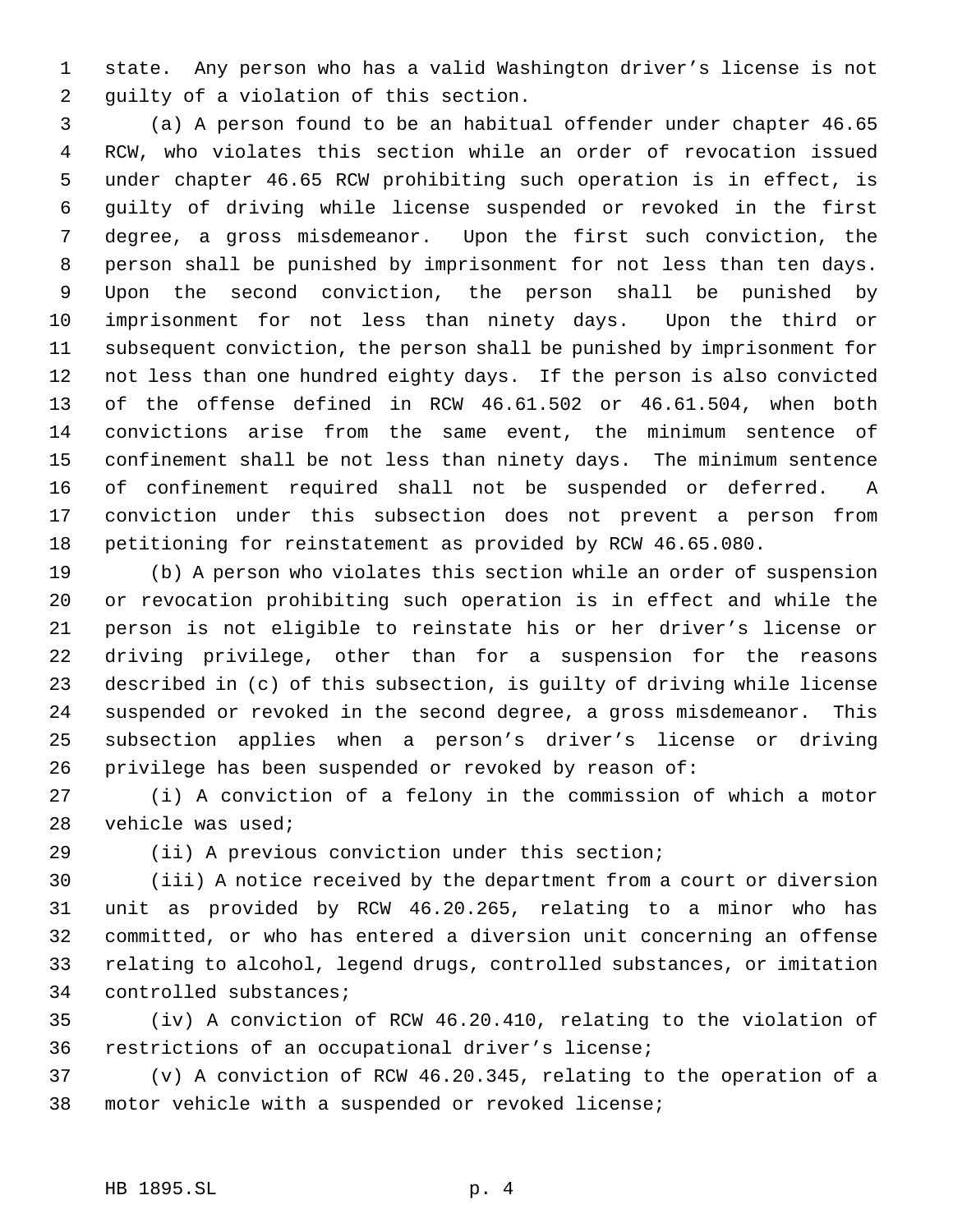state. Any person who has a valid Washington driver's license is not guilty of a violation of this section.

(a) A person found to be an habitual offender under chapter 46.65 RCW, who violates this section while an order of revocation issued under chapter 46.65 RCW prohibiting such operation is in effect, is guilty of driving while license suspended or revoked in the first degree, a gross misdemeanor. Upon the first such conviction, the person shall be punished by imprisonment for not less than ten days. Upon the second conviction, the person shall be punished by imprisonment for not less than ninety days. Upon the third or subsequent conviction, the person shall be punished by imprisonment for not less than one hundred eighty days. If the person is also convicted of the offense defined in RCW 46.61.502 or 46.61.504, when both convictions arise from the same event, the minimum sentence of confinement shall be not less than ninety days. The minimum sentence of confinement required shall not be suspended or deferred. A conviction under this subsection does not prevent a person from petitioning for reinstatement as provided by RCW 46.65.080.

(b) A person who violates this section while an order of suspension or revocation prohibiting such operation is in effect and while the person is not eligible to reinstate his or her driver's license or driving privilege, other than for a suspension for the reasons described in (c) of this subsection, is guilty of driving while license suspended or revoked in the second degree, a gross misdemeanor. This subsection applies when a person's driver's license or driving privilege has been suspended or revoked by reason of:

(i) A conviction of a felony in the commission of which a motor vehicle was used;

(ii) A previous conviction under this section;

(iii) A notice received by the department from a court or diversion unit as provided by RCW 46.20.265, relating to a minor who has committed, or who has entered a diversion unit concerning an offense relating to alcohol, legend drugs, controlled substances, or imitation controlled substances;

(iv) A conviction of RCW 46.20.410, relating to the violation of restrictions of an occupational driver's license;

(v) A conviction of RCW 46.20.345, relating to the operation of a motor vehicle with a suspended or revoked license;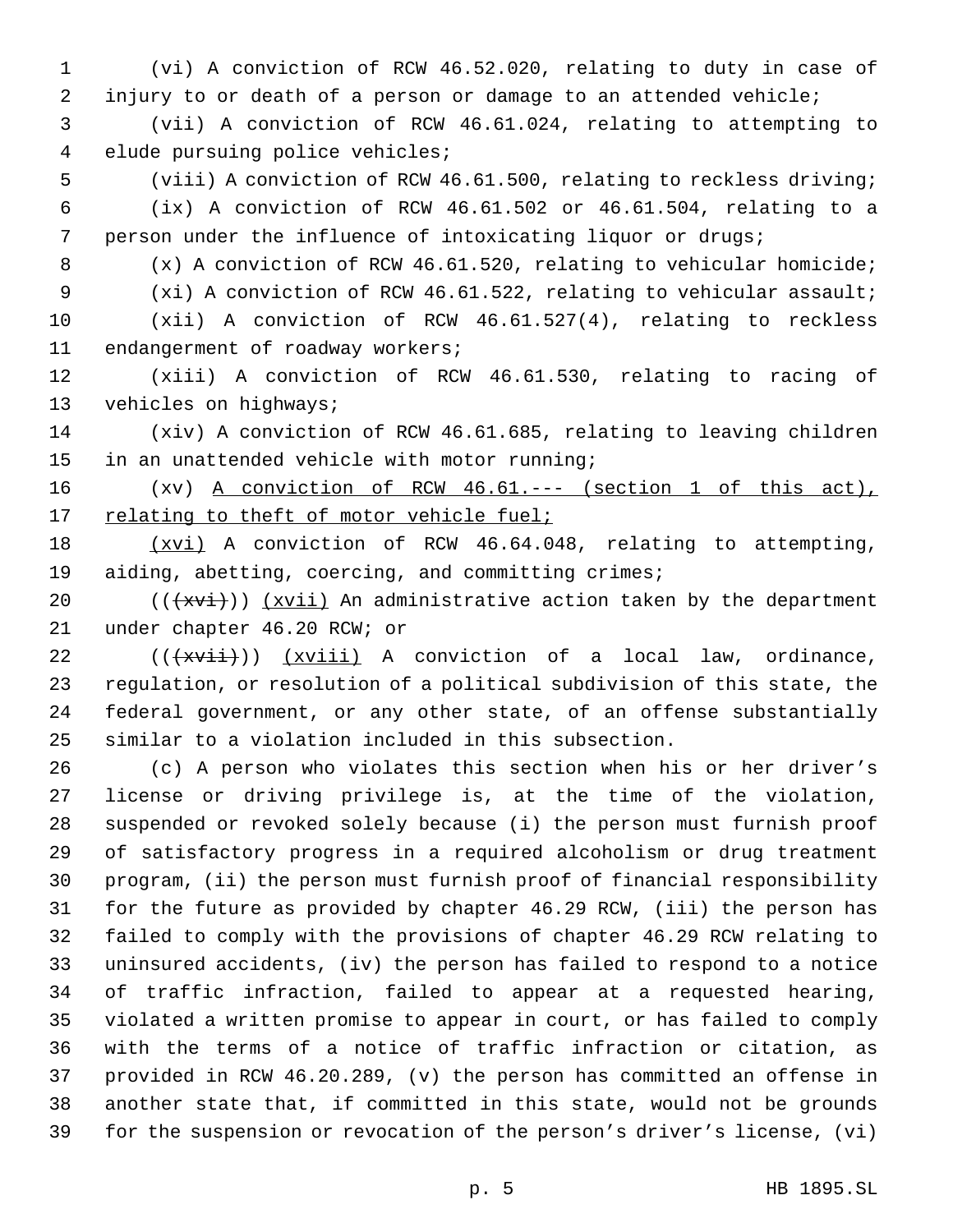(vi) A conviction of RCW 46.52.020, relating to duty in case of injury to or death of a person or damage to an attended vehicle;

(vii) A conviction of RCW 46.61.024, relating to attempting to elude pursuing police vehicles;

(viii) A conviction of RCW 46.61.500, relating to reckless driving;

(ix) A conviction of RCW 46.61.502 or 46.61.504, relating to a person under the influence of intoxicating liquor or drugs;

(x) A conviction of RCW 46.61.520, relating to vehicular homicide;

(xi) A conviction of RCW 46.61.522, relating to vehicular assault;

(xii) A conviction of RCW 46.61.527(4), relating to reckless endangerment of roadway workers;

(xiii) A conviction of RCW 46.61.530, relating to racing of vehicles on highways;

(xiv) A conviction of RCW 46.61.685, relating to leaving children in an unattended vehicle with motor running;

(xv) <u>A conviction of RCW 46.61.--- (section 1 of this act), relating to theft of motor vehicle fuel;</u>

<u>(xvi)</u> A conviction of RCW 46.64.048, relating to attempting, aiding, abetting, coercing, and committing crimes;

((~~(xvi)~~)) <u>(xvii)</u> An administrative action taken by the department under chapter 46.20 RCW; or

((~~(xvii)~~)) <u>(xviii)</u> A conviction of a local law, ordinance, regulation, or resolution of a political subdivision of this state, the federal government, or any other state, of an offense substantially similar to a violation included in this subsection.

(c) A person who violates this section when his or her driver's license or driving privilege is, at the time of the violation, suspended or revoked solely because (i) the person must furnish proof of satisfactory progress in a required alcoholism or drug treatment program, (ii) the person must furnish proof of financial responsibility for the future as provided by chapter 46.29 RCW, (iii) the person has failed to comply with the provisions of chapter 46.29 RCW relating to uninsured accidents, (iv) the person has failed to respond to a notice of traffic infraction, failed to appear at a requested hearing, violated a written promise to appear in court, or has failed to comply with the terms of a notice of traffic infraction or citation, as provided in RCW 46.20.289, (v) the person has committed an offense in another state that, if committed in this state, would not be grounds for the suspension or revocation of the person's driver's license, (vi)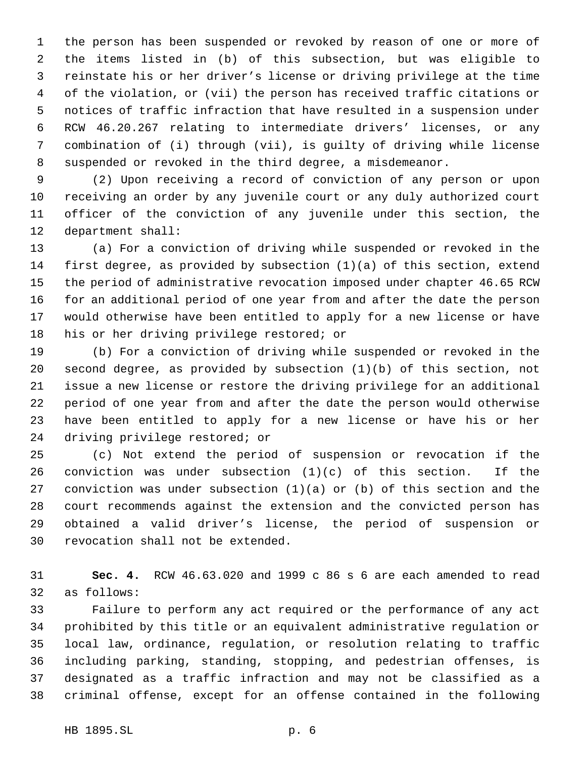the person has been suspended or revoked by reason of one or more of the items listed in (b) of this subsection, but was eligible to reinstate his or her driver's license or driving privilege at the time of the violation, or (vii) the person has received traffic citations or notices of traffic infraction that have resulted in a suspension under RCW 46.20.267 relating to intermediate drivers' licenses, or any combination of (i) through (vii), is guilty of driving while license suspended or revoked in the third degree, a misdemeanor.

(2) Upon receiving a record of conviction of any person or upon receiving an order by any juvenile court or any duly authorized court officer of the conviction of any juvenile under this section, the department shall:

(a) For a conviction of driving while suspended or revoked in the first degree, as provided by subsection (1)(a) of this section, extend the period of administrative revocation imposed under chapter 46.65 RCW for an additional period of one year from and after the date the person would otherwise have been entitled to apply for a new license or have his or her driving privilege restored; or

(b) For a conviction of driving while suspended or revoked in the second degree, as provided by subsection (1)(b) of this section, not issue a new license or restore the driving privilege for an additional period of one year from and after the date the person would otherwise have been entitled to apply for a new license or have his or her driving privilege restored; or

(c) Not extend the period of suspension or revocation if the conviction was under subsection (1)(c) of this section. If the conviction was under subsection (1)(a) or (b) of this section and the court recommends against the extension and the convicted person has obtained a valid driver's license, the period of suspension or revocation shall not be extended.

**Sec. 4.** RCW 46.63.020 and 1999 c 86 s 6 are each amended to read as follows:

Failure to perform any act required or the performance of any act prohibited by this title or an equivalent administrative regulation or local law, ordinance, regulation, or resolution relating to traffic including parking, standing, stopping, and pedestrian offenses, is designated as a traffic infraction and may not be classified as a criminal offense, except for an offense contained in the following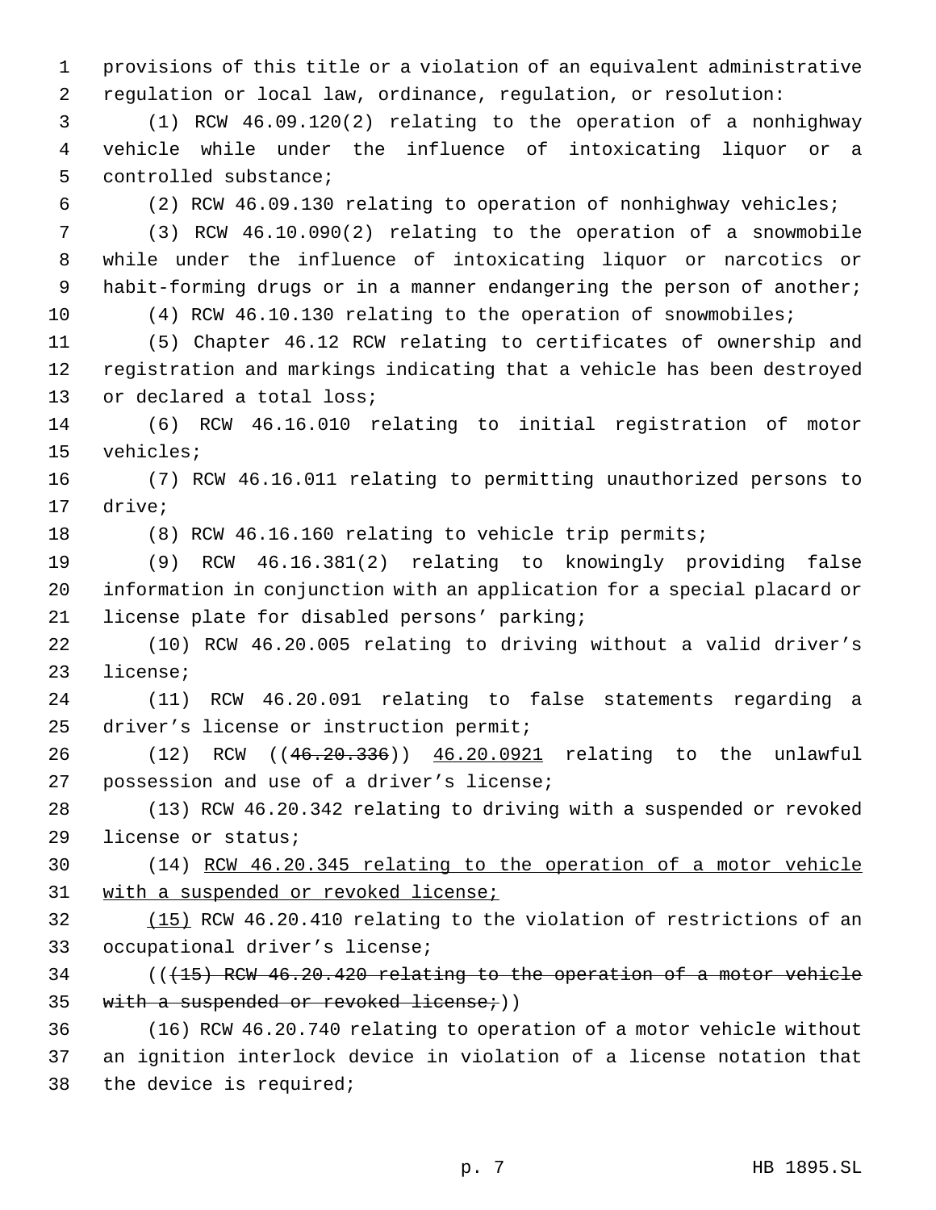provisions of this title or a violation of an equivalent administrative regulation or local law, ordinance, regulation, or resolution:

(1) RCW 46.09.120(2) relating to the operation of a nonhighway vehicle while under the influence of intoxicating liquor or a controlled substance;

(2) RCW 46.09.130 relating to operation of nonhighway vehicles;

(3) RCW 46.10.090(2) relating to the operation of a snowmobile while under the influence of intoxicating liquor or narcotics or habit-forming drugs or in a manner endangering the person of another;

(4) RCW 46.10.130 relating to the operation of snowmobiles;

(5) Chapter 46.12 RCW relating to certificates of ownership and registration and markings indicating that a vehicle has been destroyed or declared a total loss;

(6) RCW 46.16.010 relating to initial registration of motor vehicles;

(7) RCW 46.16.011 relating to permitting unauthorized persons to drive;

(8) RCW 46.16.160 relating to vehicle trip permits;

(9) RCW 46.16.381(2) relating to knowingly providing false information in conjunction with an application for a special placard or license plate for disabled persons' parking;

(10) RCW 46.20.005 relating to driving without a valid driver's license;

(11) RCW 46.20.091 relating to false statements regarding a driver's license or instruction permit;

(12) RCW ((~~46.20.336~~)) <u>46.20.0921</u> relating to the unlawful possession and use of a driver's license;

(13) RCW 46.20.342 relating to driving with a suspended or revoked license or status;

(14) <u>RCW 46.20.345 relating to the operation of a motor vehicle with a suspended or revoked license;</u>

<u>(15)</u> RCW 46.20.410 relating to the violation of restrictions of an occupational driver's license;

((~~(15) RCW 46.20.420 relating to the operation of a motor vehicle with a suspended or revoked license;~~))

(16) RCW 46.20.740 relating to operation of a motor vehicle without an ignition interlock device in violation of a license notation that the device is required;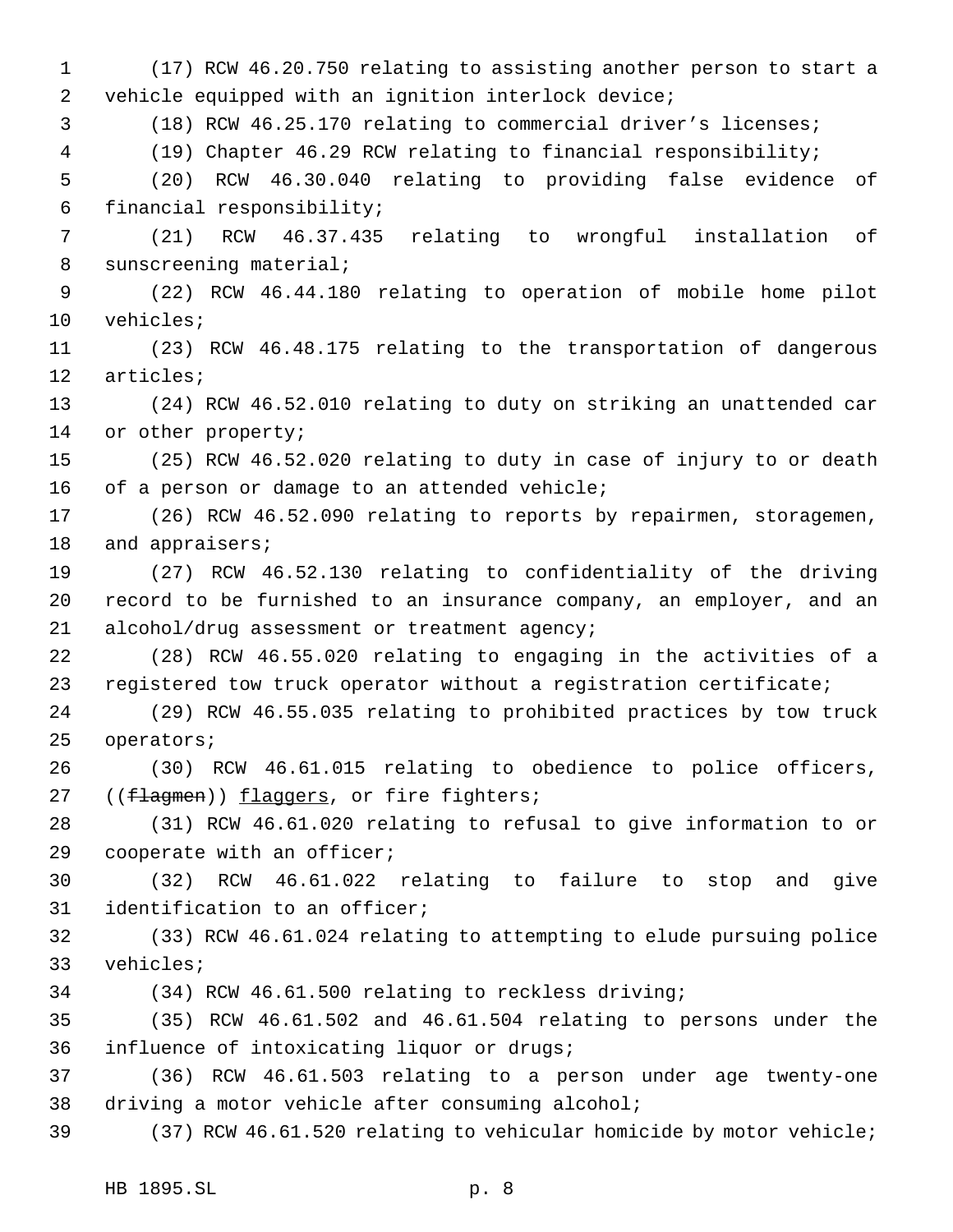(17) RCW 46.20.750 relating to assisting another person to start a vehicle equipped with an ignition interlock device;

(18) RCW 46.25.170 relating to commercial driver's licenses;

(19) Chapter 46.29 RCW relating to financial responsibility;

(20) RCW 46.30.040 relating to providing false evidence of financial responsibility;

(21) RCW 46.37.435 relating to wrongful installation of sunscreening material;

(22) RCW 46.44.180 relating to operation of mobile home pilot vehicles;

(23) RCW 46.48.175 relating to the transportation of dangerous articles;

(24) RCW 46.52.010 relating to duty on striking an unattended car or other property;

(25) RCW 46.52.020 relating to duty in case of injury to or death of a person or damage to an attended vehicle;

(26) RCW 46.52.090 relating to reports by repairmen, storagemen, and appraisers;

(27) RCW 46.52.130 relating to confidentiality of the driving record to be furnished to an insurance company, an employer, and an alcohol/drug assessment or treatment agency;

(28) RCW 46.55.020 relating to engaging in the activities of a registered tow truck operator without a registration certificate;

(29) RCW 46.55.035 relating to prohibited practices by tow truck operators;

(30) RCW 46.61.015 relating to obedience to police officers, ((~~flagmen~~)) <u>flaggers</u>, or fire fighters;

(31) RCW 46.61.020 relating to refusal to give information to or cooperate with an officer;

(32) RCW 46.61.022 relating to failure to stop and give identification to an officer;

(33) RCW 46.61.024 relating to attempting to elude pursuing police vehicles;

(34) RCW 46.61.500 relating to reckless driving;

(35) RCW 46.61.502 and 46.61.504 relating to persons under the influence of intoxicating liquor or drugs;

(36) RCW 46.61.503 relating to a person under age twenty-one driving a motor vehicle after consuming alcohol;

(37) RCW 46.61.520 relating to vehicular homicide by motor vehicle;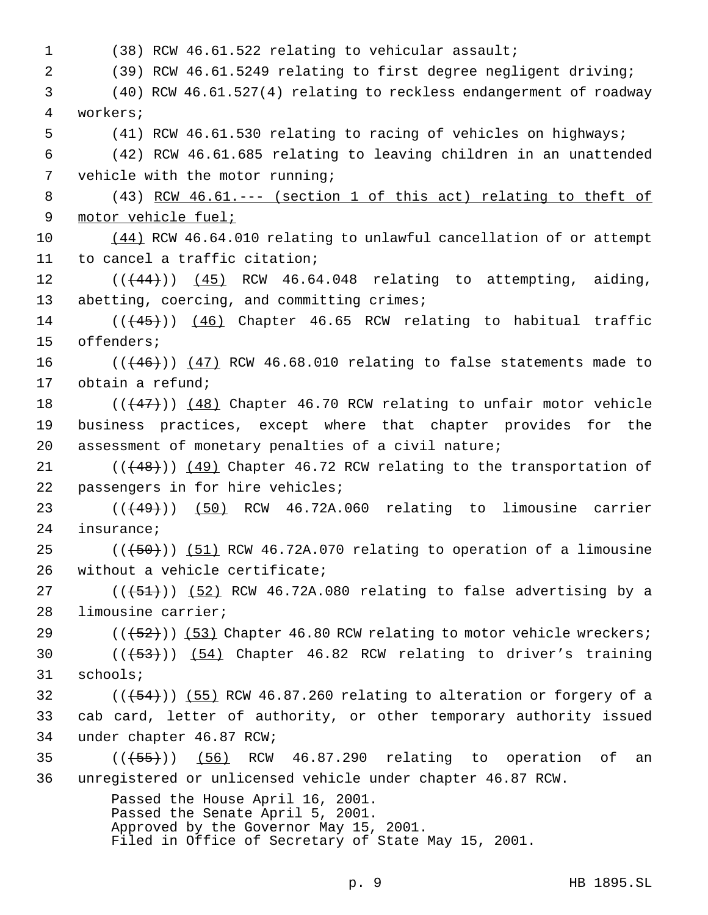(38) RCW 46.61.522 relating to vehicular assault;

(39) RCW 46.61.5249 relating to first degree negligent driving;

(40) RCW 46.61.527(4) relating to reckless endangerment of roadway workers;

(41) RCW 46.61.530 relating to racing of vehicles on highways;

(42) RCW 46.61.685 relating to leaving children in an unattended vehicle with the motor running;

(43) RCW 46.61.--- (section 1 of this act) relating to theft of motor vehicle fuel;

(44) RCW 46.64.010 relating to unlawful cancellation of or attempt to cancel a traffic citation;

((~~(44)~~)) (45) RCW 46.64.048 relating to attempting, aiding, abetting, coercing, and committing crimes;

((~~(45)~~)) (46) Chapter 46.65 RCW relating to habitual traffic offenders;

((~~(46)~~)) (47) RCW 46.68.010 relating to false statements made to obtain a refund;

((~~(47)~~)) (48) Chapter 46.70 RCW relating to unfair motor vehicle business practices, except where that chapter provides for the assessment of monetary penalties of a civil nature;

((~~(48)~~)) (49) Chapter 46.72 RCW relating to the transportation of passengers in for hire vehicles;

((~~(49)~~)) (50) RCW 46.72A.060 relating to limousine carrier insurance;

((~~(50)~~)) (51) RCW 46.72A.070 relating to operation of a limousine without a vehicle certificate;

((~~(51)~~)) (52) RCW 46.72A.080 relating to false advertising by a limousine carrier;

((~~(52)~~)) (53) Chapter 46.80 RCW relating to motor vehicle wreckers;

((~~(53)~~)) (54) Chapter 46.82 RCW relating to driver's training schools;

((~~(54)~~)) (55) RCW 46.87.260 relating to alteration or forgery of a cab card, letter of authority, or other temporary authority issued under chapter 46.87 RCW;

((~~(55)~~)) (56) RCW 46.87.290 relating to operation of an unregistered or unlicensed vehicle under chapter 46.87 RCW.

Passed the House April 16, 2001.
Passed the Senate April 5, 2001.
Approved by the Governor May 15, 2001.
Filed in Office of Secretary of State May 15, 2001.